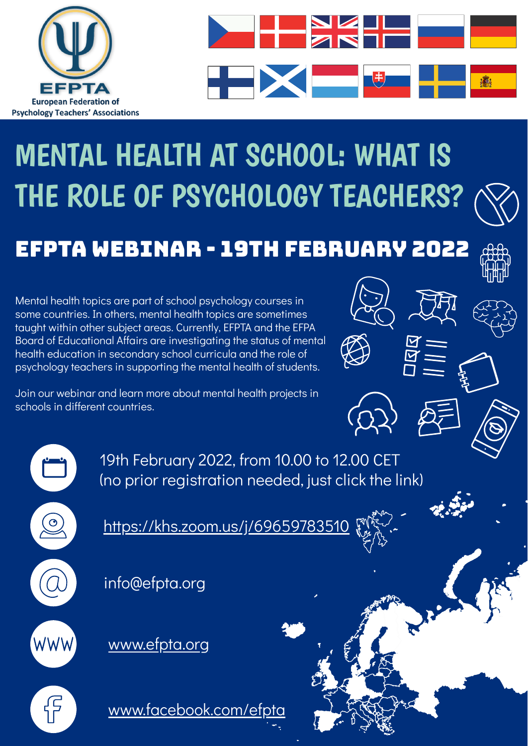EFPTA
European Federation of Psychology Teachers' Associations

# MENTAL HEALTH AT SCHOOL: WHAT IS THE ROLE OF PSYCHOLOGY TEACHERS?

## EFPTA WEBINAR - 19TH FEBRUARY 2022

Mental health topics are part of school psychology courses in some countries. In others, mental health topics are sometimes taught within other subject areas. Currently, EFPTA and the EFPA Board of Educational Affairs are investigating the status of mental health education in secondary school curricula and the role of psychology teachers in supporting the mental health of students.

Join our webinar and learn more about mental health projects in schools in different countries.

19th February 2022, from 10.00 to 12.00 CET
(no prior registration needed, just click the link)

https://khs.zoom.us/j/69659783510

info@efpta.org

www.efpta.org

www.facebook.com/efpta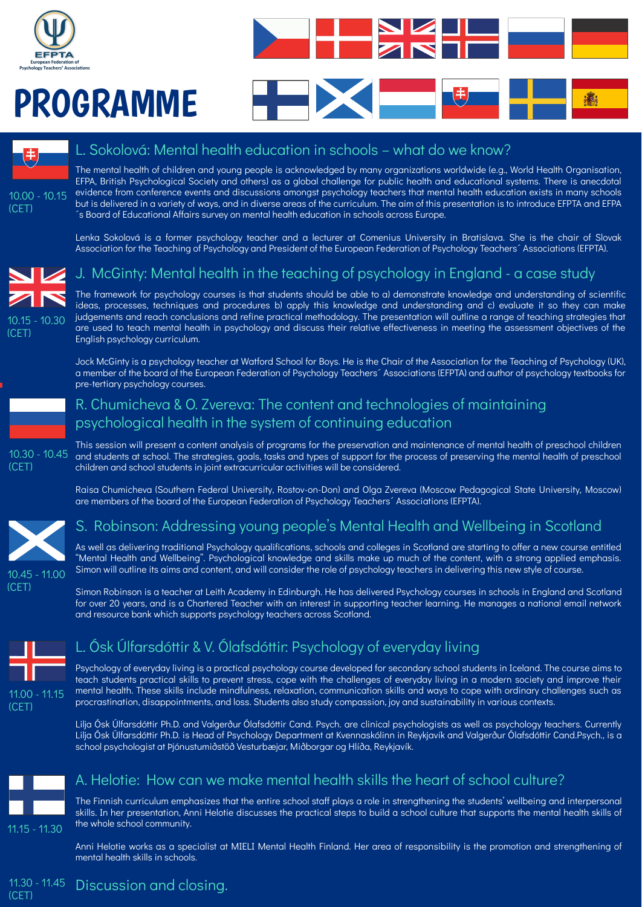# PROGRAMME

## L. Sokolová: Mental health education in schools – what do we know?

10.00 - 10.15 (CET)

The mental health of children and young people is acknowledged by many organizations worldwide (e.g., World Health Organisation, EFPA, British Psychological Society and others) as a global challenge for public health and educational systems. There is anecdotal evidence from conference events and discussions amongst psychology teachers that mental health education exists in many schools but is delivered in a variety of ways, and in diverse areas of the curriculum. The aim of this presentation is to introduce EFPTA and EFPA ´s Board of Educational Affairs survey on mental health education in schools across Europe.

Lenka Sokolová is a former psychology teacher and a lecturer at Comenius University in Bratislava. She is the chair of Slovak Association for the Teaching of Psychology and President of the European Federation of Psychology Teachers´ Associations (EFPTA).

## J. McGinty: Mental health in the teaching of psychology in England - a case study

10.15 - 10.30 (CET)

The framework for psychology courses is that students should be able to a) demonstrate knowledge and understanding of scientific ideas, processes, techniques and procedures b) apply this knowledge and understanding and c) evaluate it so they can make judgements and reach conclusions and refine practical methodology. The presentation will outline a range of teaching strategies that are used to teach mental health in psychology and discuss their relative effectiveness in meeting the assessment objectives of the English psychology curriculum.

Jock McGinty is a psychology teacher at Watford School for Boys. He is the Chair of the Association for the Teaching of Psychology (UK), a member of the board of the European Federation of Psychology Teachers´ Associations (EFPTA) and author of psychology textbooks for pre-tertiary psychology courses.

## R. Chumicheva & O. Zvereva: The content and technologies of maintaining psychological health in the system of continuing education

10.30 - 10.45 (CET)

This session will present a content analysis of programs for the preservation and maintenance of mental health of preschool children and students at school. The strategies, goals, tasks and types of support for the process of preserving the mental health of preschool children and school students in joint extracurricular activities will be considered.

Raisa Chumicheva (Southern Federal University, Rostov-on-Don) and Olga Zvereva (Moscow Pedagogical State University, Moscow) are members of the board of the European Federation of Psychology Teachers´ Associations (EFPTA).

## S. Robinson: Addressing young people's Mental Health and Wellbeing in Scotland

10.45 - 11.00 (CET)

As well as delivering traditional Psychology qualifications, schools and colleges in Scotland are starting to offer a new course entitled "Mental Health and Wellbeing". Psychological knowledge and skills make up much of the content, with a strong applied emphasis. Simon will outline its aims and content, and will consider the role of psychology teachers in delivering this new style of course.

Simon Robinson is a teacher at Leith Academy in Edinburgh. He has delivered Psychology courses in schools in England and Scotland for over 20 years, and is a Chartered Teacher with an interest in supporting teacher learning. He manages a national email network and resource bank which supports psychology teachers across Scotland.

## L. Ósk Úlfarsdóttir & V. Ólafsdóttir: Psychology of everyday living

11.00 - 11.15 (CET)

Psychology of everyday living is a practical psychology course developed for secondary school students in Iceland. The course aims to teach students practical skills to prevent stress, cope with the challenges of everyday living in a modern society and improve their mental health. These skills include mindfulness, relaxation, communication skills and ways to cope with ordinary challenges such as procrastination, disappointments, and loss. Students also study compassion, joy and sustainability in various contexts.

Lilja Ósk Úlfarsdóttir Ph.D. and Valgerður Ólafsdóttir Cand. Psych. are clinical psychologists as well as psychology teachers. Currently Lilja Ósk Úlfarsdóttir Ph.D. is Head of Psychology Department at Kvennaskólinn in Reykjavík and Valgerður Ólafsdóttir Cand.Psych., is a school psychologist at Þjónustumiðstöð Vesturbæjar, Miðborgar og Hlíða, Reykjavík.

## A. Helotie: How can we make mental health skills the heart of school culture?

11.15 - 11.30

The Finnish curriculum emphasizes that the entire school staff plays a role in strengthening the students' wellbeing and interpersonal skills. In her presentation, Anni Helotie discusses the practical steps to build a school culture that supports the mental health skills of the whole school community.

Anni Helotie works as a specialist at MIELI Mental Health Finland. Her area of responsibility is the promotion and strengthening of mental health skills in schools.

## Discussion and closing.

11.30 - 11.45 (CET)